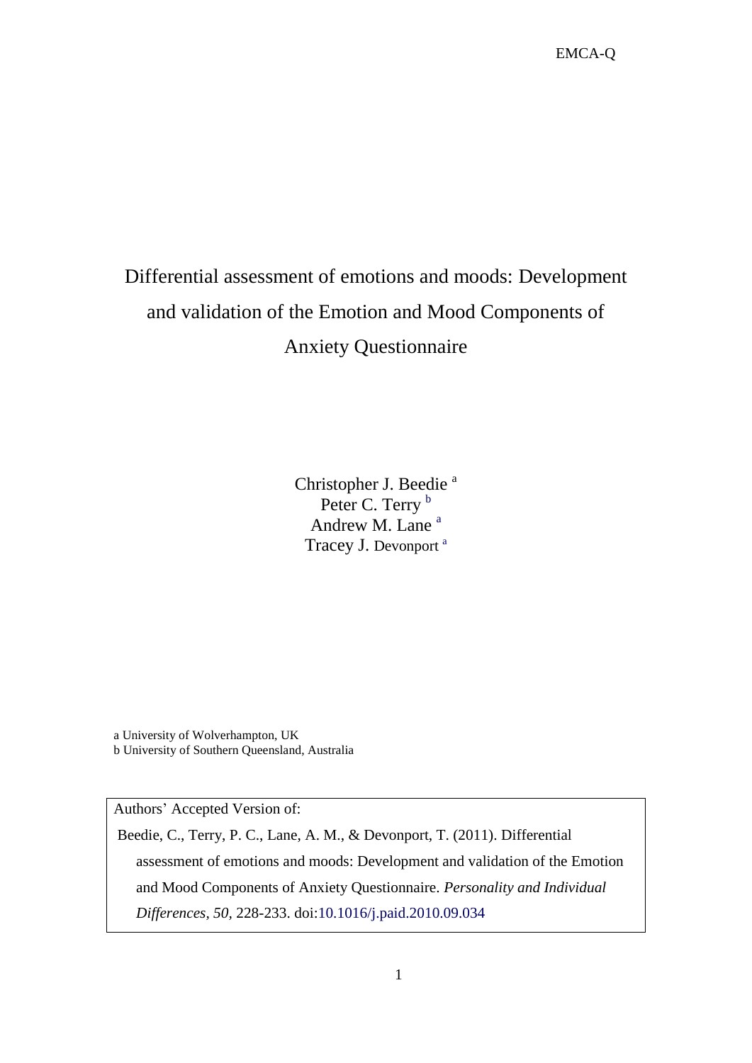# Differential assessment of emotions and moods: Development and validation of the Emotion and Mood Components of Anxiety Questionnaire

Christopher J. Beedie [a]
Peter C. Terry [b]
Andrew M. Lane [a]
Tracey J. Devonport [a]

a University of Wolverhampton, UK
b University of Southern Queensland, Australia

Authors' Accepted Version of:

Beedie, C., Terry, P. C., Lane, A. M., & Devonport, T. (2011). Differential assessment of emotions and moods: Development and validation of the Emotion and Mood Components of Anxiety Questionnaire. *Personality and Individual Differences, 50,* 228-233. doi:10.1016/j.paid.2010.09.034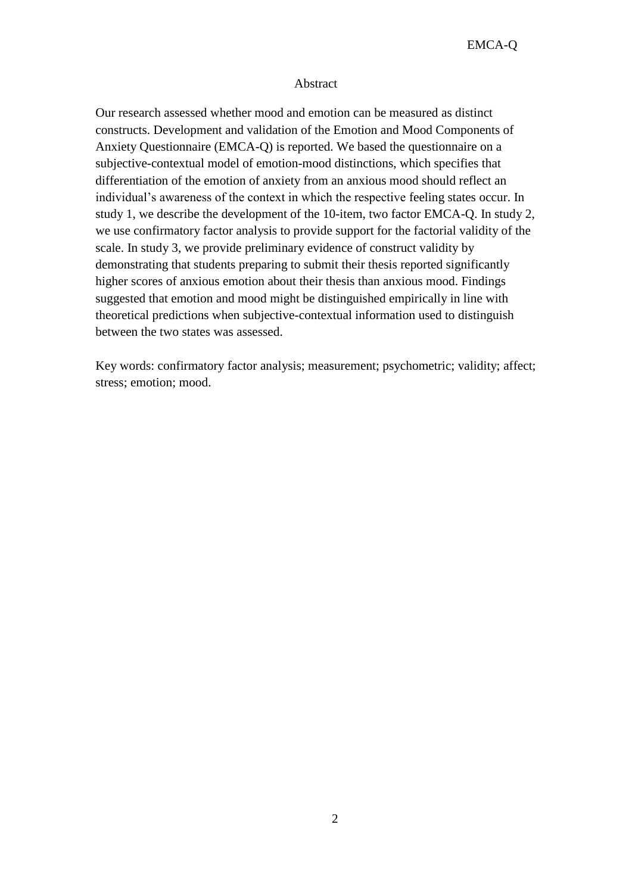## Abstract

Our research assessed whether mood and emotion can be measured as distinct constructs. Development and validation of the Emotion and Mood Components of Anxiety Questionnaire (EMCA-Q) is reported. We based the questionnaire on a subjective-contextual model of emotion-mood distinctions, which specifies that differentiation of the emotion of anxiety from an anxious mood should reflect an individual's awareness of the context in which the respective feeling states occur. In study 1, we describe the development of the 10-item, two factor EMCA-Q. In study 2, we use confirmatory factor analysis to provide support for the factorial validity of the scale. In study 3, we provide preliminary evidence of construct validity by demonstrating that students preparing to submit their thesis reported significantly higher scores of anxious emotion about their thesis than anxious mood. Findings suggested that emotion and mood might be distinguished empirically in line with theoretical predictions when subjective-contextual information used to distinguish between the two states was assessed.

Key words: confirmatory factor analysis; measurement; psychometric; validity; affect; stress; emotion; mood.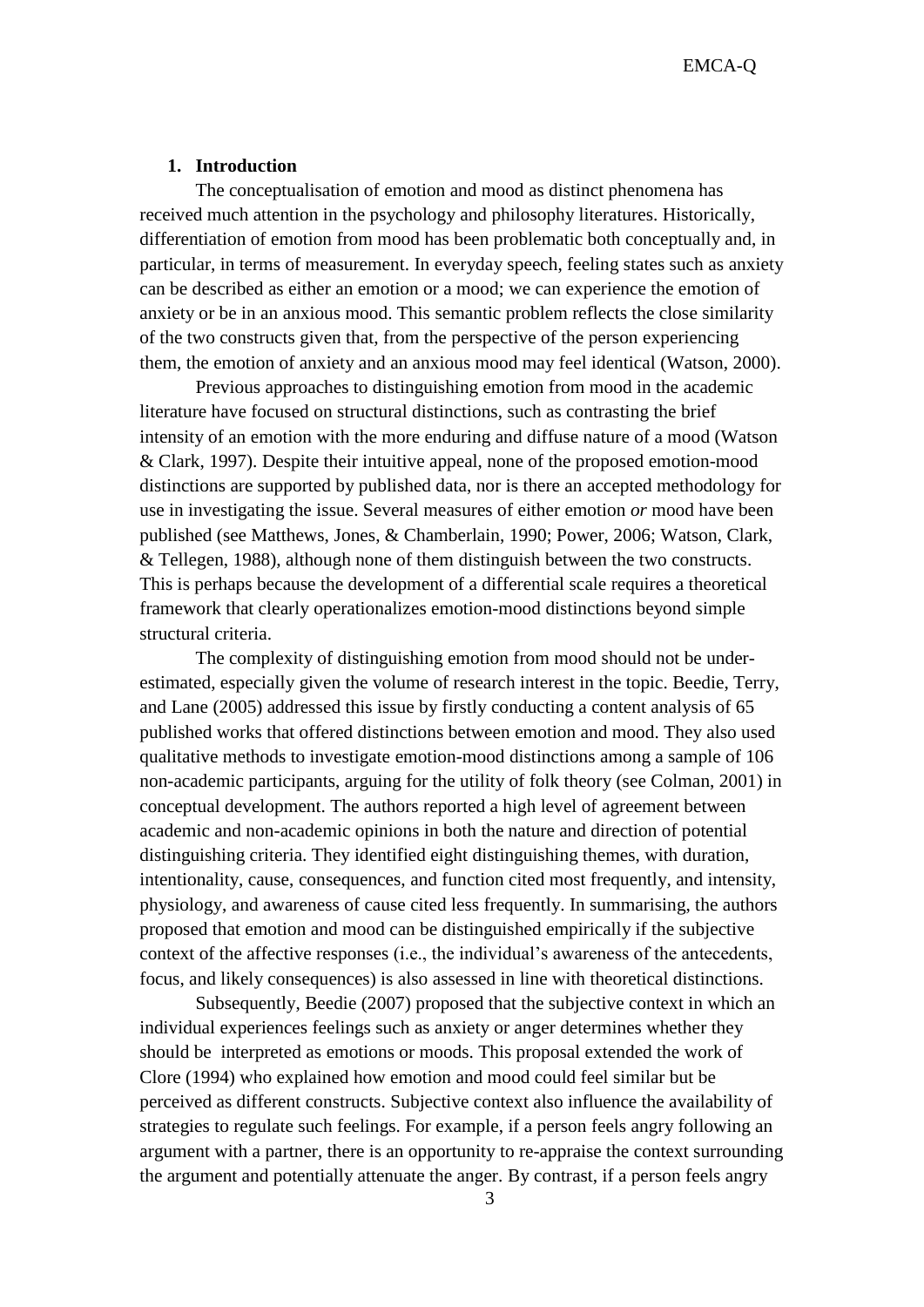## 1. Introduction

The conceptualisation of emotion and mood as distinct phenomena has received much attention in the psychology and philosophy literatures. Historically, differentiation of emotion from mood has been problematic both conceptually and, in particular, in terms of measurement. In everyday speech, feeling states such as anxiety can be described as either an emotion or a mood; we can experience the emotion of anxiety or be in an anxious mood. This semantic problem reflects the close similarity of the two constructs given that, from the perspective of the person experiencing them, the emotion of anxiety and an anxious mood may feel identical (Watson, 2000).

Previous approaches to distinguishing emotion from mood in the academic literature have focused on structural distinctions, such as contrasting the brief intensity of an emotion with the more enduring and diffuse nature of a mood (Watson & Clark, 1997). Despite their intuitive appeal, none of the proposed emotion-mood distinctions are supported by published data, nor is there an accepted methodology for use in investigating the issue. Several measures of either emotion *or* mood have been published (see Matthews, Jones, & Chamberlain, 1990; Power, 2006; Watson, Clark, & Tellegen, 1988), although none of them distinguish between the two constructs. This is perhaps because the development of a differential scale requires a theoretical framework that clearly operationalizes emotion-mood distinctions beyond simple structural criteria.

The complexity of distinguishing emotion from mood should not be under-estimated, especially given the volume of research interest in the topic. Beedie, Terry, and Lane (2005) addressed this issue by firstly conducting a content analysis of 65 published works that offered distinctions between emotion and mood. They also used qualitative methods to investigate emotion-mood distinctions among a sample of 106 non-academic participants, arguing for the utility of folk theory (see Colman, 2001) in conceptual development. The authors reported a high level of agreement between academic and non-academic opinions in both the nature and direction of potential distinguishing criteria. They identified eight distinguishing themes, with duration, intentionality, cause, consequences, and function cited most frequently, and intensity, physiology, and awareness of cause cited less frequently. In summarising, the authors proposed that emotion and mood can be distinguished empirically if the subjective context of the affective responses (i.e., the individual's awareness of the antecedents, focus, and likely consequences) is also assessed in line with theoretical distinctions.

Subsequently, Beedie (2007) proposed that the subjective context in which an individual experiences feelings such as anxiety or anger determines whether they should be interpreted as emotions or moods. This proposal extended the work of Clore (1994) who explained how emotion and mood could feel similar but be perceived as different constructs. Subjective context also influence the availability of strategies to regulate such feelings. For example, if a person feels angry following an argument with a partner, there is an opportunity to re-appraise the context surrounding the argument and potentially attenuate the anger. By contrast, if a person feels angry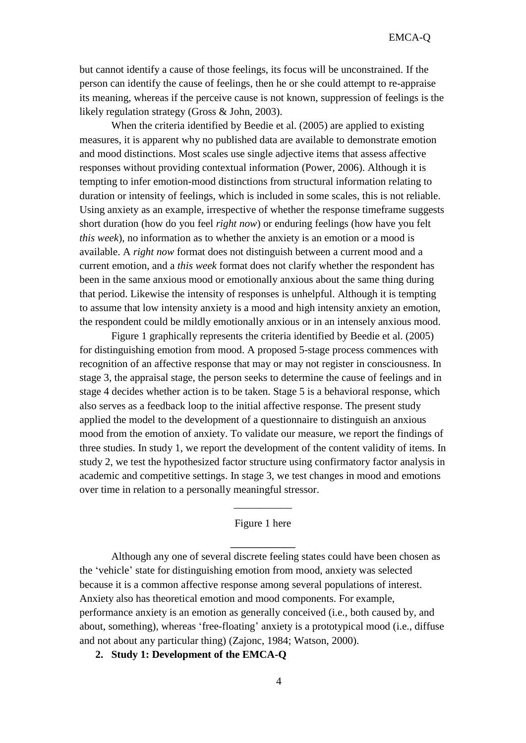but cannot identify a cause of those feelings, its focus will be unconstrained. If the person can identify the cause of feelings, then he or she could attempt to re-appraise its meaning, whereas if the perceive cause is not known, suppression of feelings is the likely regulation strategy (Gross & John, 2003).

When the criteria identified by Beedie et al. (2005) are applied to existing measures, it is apparent why no published data are available to demonstrate emotion and mood distinctions. Most scales use single adjective items that assess affective responses without providing contextual information (Power, 2006). Although it is tempting to infer emotion-mood distinctions from structural information relating to duration or intensity of feelings, which is included in some scales, this is not reliable. Using anxiety as an example, irrespective of whether the response timeframe suggests short duration (how do you feel *right now*) or enduring feelings (how have you felt *this week*), no information as to whether the anxiety is an emotion or a mood is available. A *right now* format does not distinguish between a current mood and a current emotion, and a *this week* format does not clarify whether the respondent has been in the same anxious mood or emotionally anxious about the same thing during that period. Likewise the intensity of responses is unhelpful. Although it is tempting to assume that low intensity anxiety is a mood and high intensity anxiety an emotion, the respondent could be mildly emotionally anxious or in an intensely anxious mood.

Figure 1 graphically represents the criteria identified by Beedie et al. (2005) for distinguishing emotion from mood. A proposed 5-stage process commences with recognition of an affective response that may or may not register in consciousness. In stage 3, the appraisal stage, the person seeks to determine the cause of feelings and in stage 4 decides whether action is to be taken. Stage 5 is a behavioral response, which also serves as a feedback loop to the initial affective response. The present study applied the model to the development of a questionnaire to distinguish an anxious mood from the emotion of anxiety. To validate our measure, we report the findings of three studies. In study 1, we report the development of the content validity of items. In study 2, we test the hypothesized factor structure using confirmatory factor analysis in academic and competitive settings. In stage 3, we test changes in mood and emotions over time in relation to a personally meaningful stressor.

Figure 1 here

Although any one of several discrete feeling states could have been chosen as the 'vehicle' state for distinguishing emotion from mood, anxiety was selected because it is a common affective response among several populations of interest. Anxiety also has theoretical emotion and mood components. For example, performance anxiety is an emotion as generally conceived (i.e., both caused by, and about, something), whereas 'free-floating' anxiety is a prototypical mood (i.e., diffuse and not about any particular thing) (Zajonc, 1984; Watson, 2000).

## 2. Study 1: Development of the EMCA-Q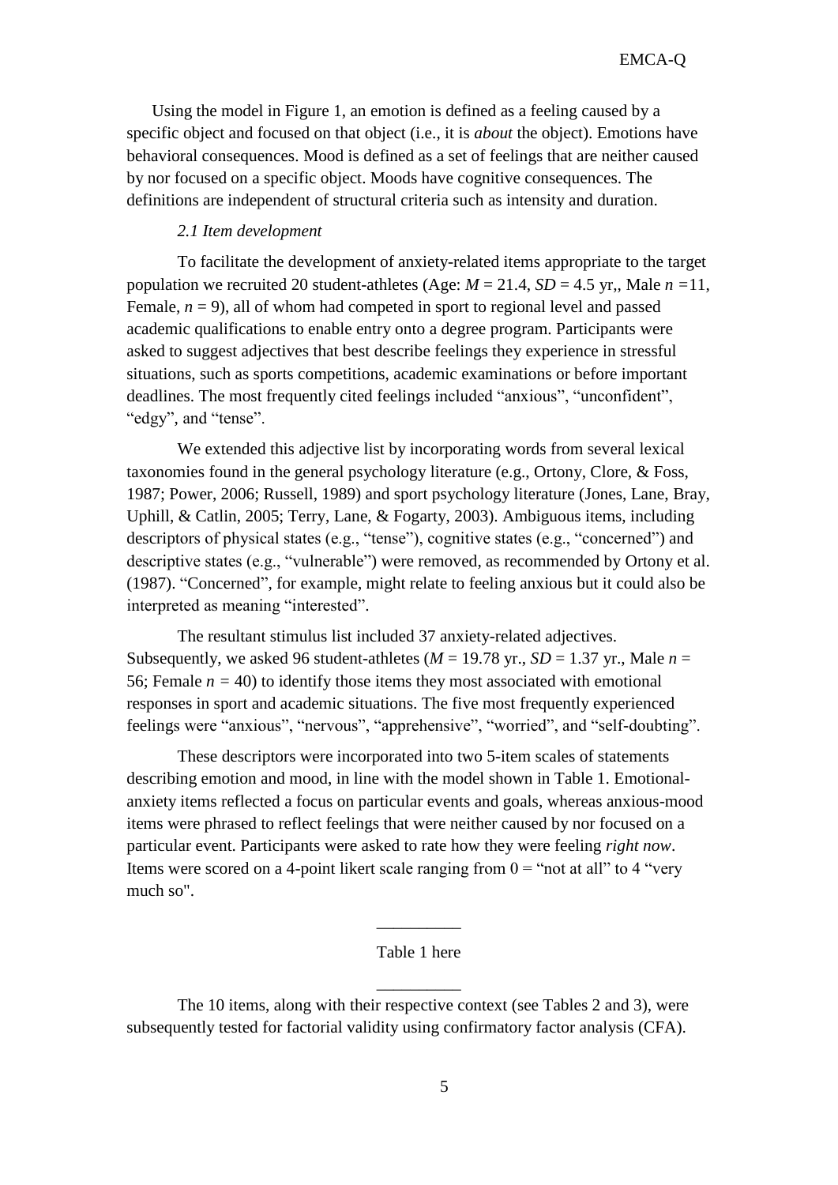Using the model in Figure 1, an emotion is defined as a feeling caused by a specific object and focused on that object (i.e., it is *about* the object). Emotions have behavioral consequences. Mood is defined as a set of feelings that are neither caused by nor focused on a specific object. Moods have cognitive consequences. The definitions are independent of structural criteria such as intensity and duration.

### *2.1 Item development*

To facilitate the development of anxiety-related items appropriate to the target population we recruited 20 student-athletes (Age: $M$ = 21.4, $SD$ = 4.5 yr,, Male $n$ =11, Female, $n$ = 9), all of whom had competed in sport to regional level and passed academic qualifications to enable entry onto a degree program. Participants were asked to suggest adjectives that best describe feelings they experience in stressful situations, such as sports competitions, academic examinations or before important deadlines. The most frequently cited feelings included "anxious", "unconfident", "edgy", and "tense".

We extended this adjective list by incorporating words from several lexical taxonomies found in the general psychology literature (e.g., Ortony, Clore, & Foss, 1987; Power, 2006; Russell, 1989) and sport psychology literature (Jones, Lane, Bray, Uphill, & Catlin, 2005; Terry, Lane, & Fogarty, 2003). Ambiguous items, including descriptors of physical states (e.g., "tense"), cognitive states (e.g., "concerned") and descriptive states (e.g., "vulnerable") were removed, as recommended by Ortony et al. (1987). "Concerned", for example, might relate to feeling anxious but it could also be interpreted as meaning "interested".

The resultant stimulus list included 37 anxiety-related adjectives. Subsequently, we asked 96 student-athletes ($M$ = 19.78 yr., $SD$ = 1.37 yr., Male $n$ = 56; Female $n$ = 40) to identify those items they most associated with emotional responses in sport and academic situations. The five most frequently experienced feelings were "anxious", "nervous", "apprehensive", "worried", and "self-doubting".

These descriptors were incorporated into two 5-item scales of statements describing emotion and mood, in line with the model shown in Table 1. Emotional-anxiety items reflected a focus on particular events and goals, whereas anxious-mood items were phrased to reflect feelings that were neither caused by nor focused on a particular event. Participants were asked to rate how they were feeling *right now*. Items were scored on a 4-point likert scale ranging from 0 = "not at all" to 4 "very much so".

__________

Table 1 here

__________

The 10 items, along with their respective context (see Tables 2 and 3), were subsequently tested for factorial validity using confirmatory factor analysis (CFA).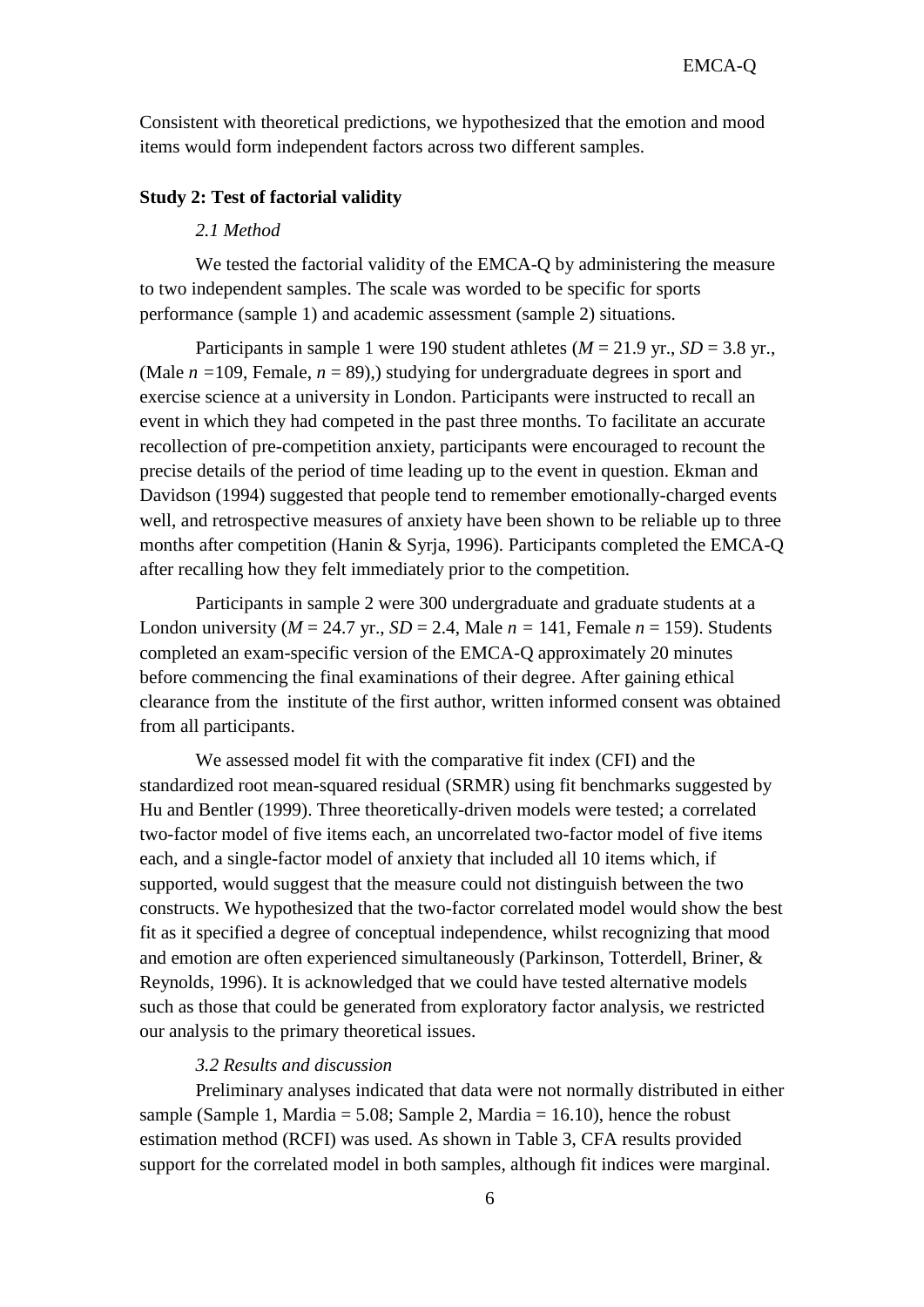Consistent with theoretical predictions, we hypothesized that the emotion and mood items would form independent factors across two different samples.

**Study 2: Test of factorial validity**

*2.1 Method*

We tested the factorial validity of the EMCA-Q by administering the measure to two independent samples. The scale was worded to be specific for sports performance (sample 1) and academic assessment (sample 2) situations.

Participants in sample 1 were 190 student athletes ($M$ = 21.9 yr., $SD$ = 3.8 yr., (Male $n$ =109, Female, $n$ = 89),) studying for undergraduate degrees in sport and exercise science at a university in London. Participants were instructed to recall an event in which they had competed in the past three months. To facilitate an accurate recollection of pre-competition anxiety, participants were encouraged to recount the precise details of the period of time leading up to the event in question. Ekman and Davidson (1994) suggested that people tend to remember emotionally-charged events well, and retrospective measures of anxiety have been shown to be reliable up to three months after competition (Hanin & Syrja, 1996). Participants completed the EMCA-Q after recalling how they felt immediately prior to the competition.

Participants in sample 2 were 300 undergraduate and graduate students at a London university ($M$ = 24.7 yr., $SD$ = 2.4, Male $n$ = 141, Female $n$ = 159). Students completed an exam-specific version of the EMCA-Q approximately 20 minutes before commencing the final examinations of their degree. After gaining ethical clearance from the institute of the first author, written informed consent was obtained from all participants.

We assessed model fit with the comparative fit index (CFI) and the standardized root mean-squared residual (SRMR) using fit benchmarks suggested by Hu and Bentler (1999). Three theoretically-driven models were tested; a correlated two-factor model of five items each, an uncorrelated two-factor model of five items each, and a single-factor model of anxiety that included all 10 items which, if supported, would suggest that the measure could not distinguish between the two constructs. We hypothesized that the two-factor correlated model would show the best fit as it specified a degree of conceptual independence, whilst recognizing that mood and emotion are often experienced simultaneously (Parkinson, Totterdell, Briner, & Reynolds, 1996). It is acknowledged that we could have tested alternative models such as those that could be generated from exploratory factor analysis, we restricted our analysis to the primary theoretical issues.

*3.2 Results and discussion*

Preliminary analyses indicated that data were not normally distributed in either sample (Sample 1, Mardia = 5.08; Sample 2, Mardia = 16.10), hence the robust estimation method (RCFI) was used. As shown in Table 3, CFA results provided support for the correlated model in both samples, although fit indices were marginal.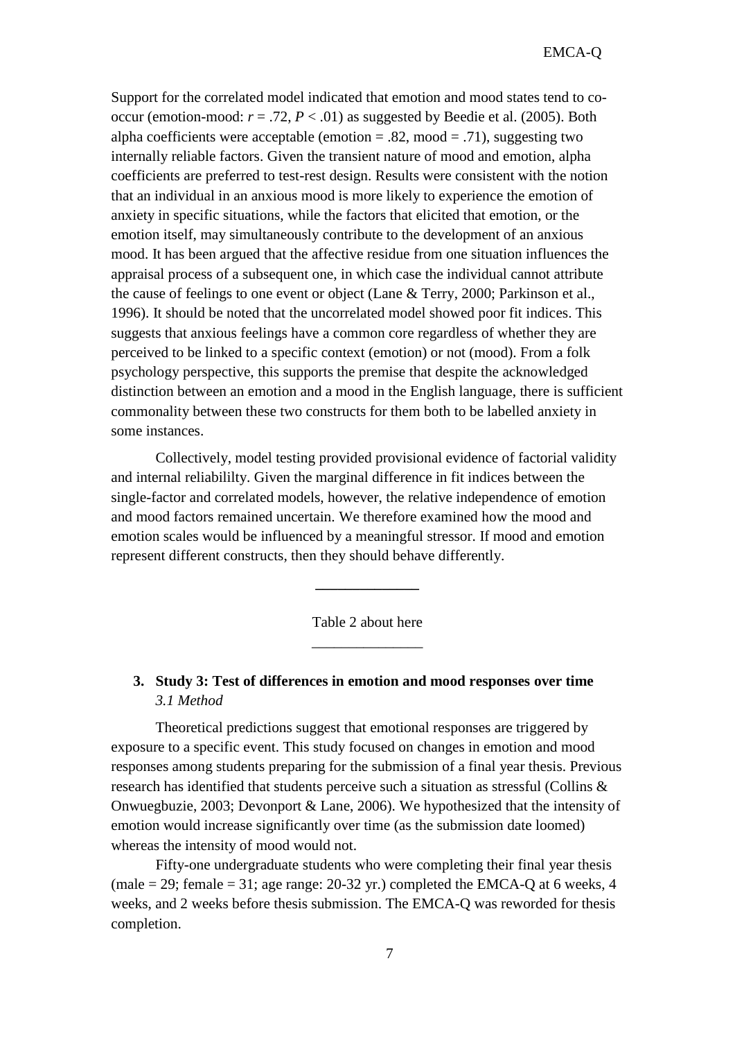Support for the correlated model indicated that emotion and mood states tend to co-occur (emotion-mood: $r = .72$, $P < .01$) as suggested by Beedie et al. (2005). Both alpha coefficients were acceptable (emotion = .82, mood = .71), suggesting two internally reliable factors. Given the transient nature of mood and emotion, alpha coefficients are preferred to test-rest design. Results were consistent with the notion that an individual in an anxious mood is more likely to experience the emotion of anxiety in specific situations, while the factors that elicited that emotion, or the emotion itself, may simultaneously contribute to the development of an anxious mood. It has been argued that the affective residue from one situation influences the appraisal process of a subsequent one, in which case the individual cannot attribute the cause of feelings to one event or object (Lane & Terry, 2000; Parkinson et al., 1996). It should be noted that the uncorrelated model showed poor fit indices. This suggests that anxious feelings have a common core regardless of whether they are perceived to be linked to a specific context (emotion) or not (mood). From a folk psychology perspective, this supports the premise that despite the acknowledged distinction between an emotion and a mood in the English language, there is sufficient commonality between these two constructs for them both to be labelled anxiety in some instances.

Collectively, model testing provided provisional evidence of factorial validity and internal reliabililty. Given the marginal difference in fit indices between the single-factor and correlated models, however, the relative independence of emotion and mood factors remained uncertain. We therefore examined how the mood and emotion scales would be influenced by a meaningful stressor. If mood and emotion represent different constructs, then they should behave differently.

---

Table 2 about here

---

## 3. Study 3: Test of differences in emotion and mood responses over time

### *3.1 Method*

Theoretical predictions suggest that emotional responses are triggered by exposure to a specific event. This study focused on changes in emotion and mood responses among students preparing for the submission of a final year thesis. Previous research has identified that students perceive such a situation as stressful (Collins & Onwuegbuzie, 2003; Devonport & Lane, 2006). We hypothesized that the intensity of emotion would increase significantly over time (as the submission date loomed) whereas the intensity of mood would not.

Fifty-one undergraduate students who were completing their final year thesis (male = 29; female = 31; age range: 20-32 yr.) completed the EMCA-Q at 6 weeks, 4 weeks, and 2 weeks before thesis submission. The EMCA-Q was reworded for thesis completion.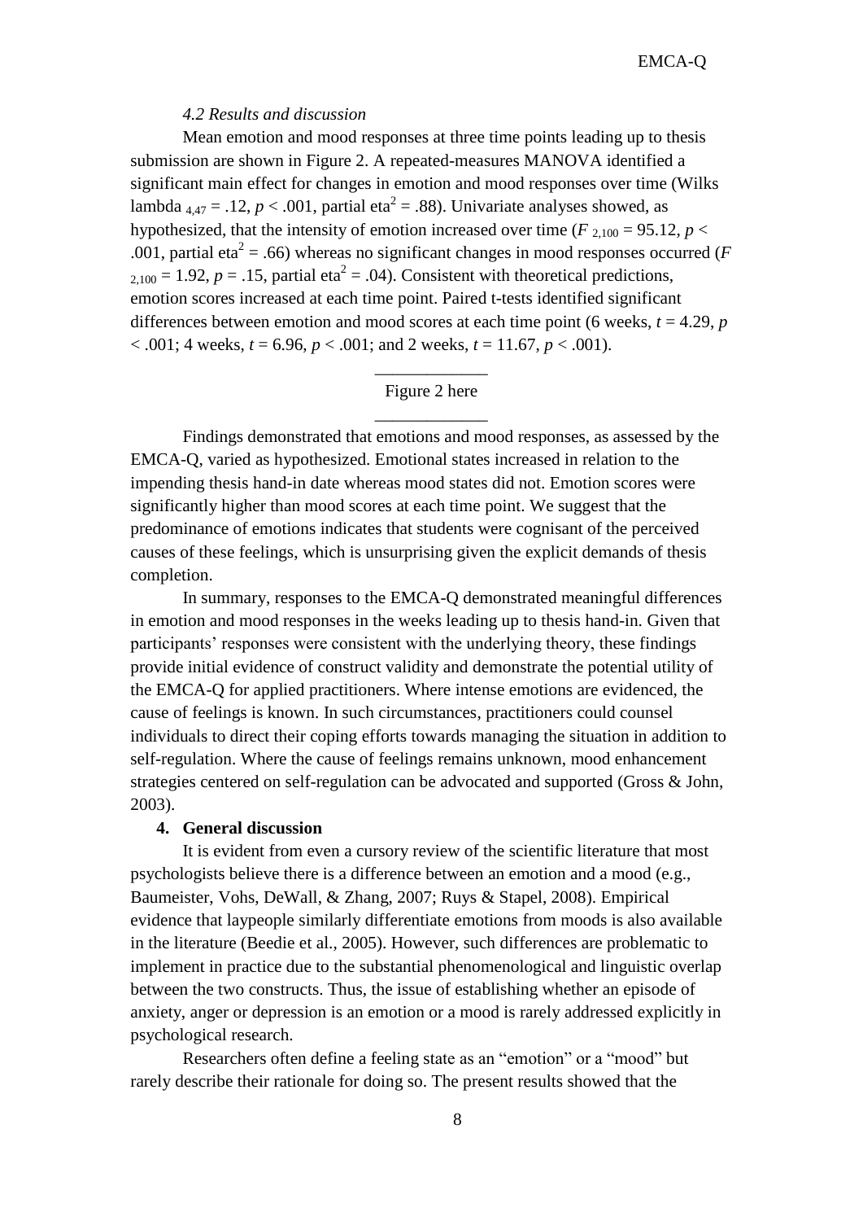### *4.2 Results and discussion*

Mean emotion and mood responses at three time points leading up to thesis submission are shown in Figure 2. A repeated-measures MANOVA identified a significant main effect for changes in emotion and mood responses over time (Wilks lambda $_{4,47}$ = .12, $p$ < .001, partial eta$^2$ = .88). Univariate analyses showed, as hypothesized, that the intensity of emotion increased over time ($F_{2,100}$ = 95.12, $p$ < .001, partial eta$^2$ = .66) whereas no significant changes in mood responses occurred ($F_{2,100}$ = 1.92, $p$ = .15, partial eta$^2$ = .04). Consistent with theoretical predictions, emotion scores increased at each time point. Paired t-tests identified significant differences between emotion and mood scores at each time point (6 weeks, $t$ = 4.29, $p$ < .001; 4 weeks, $t$ = 6.96, $p$ < .001; and 2 weeks, $t$ = 11.67, $p$ < .001).

---

Figure 2 here

---

Findings demonstrated that emotions and mood responses, as assessed by the EMCA-Q, varied as hypothesized. Emotional states increased in relation to the impending thesis hand-in date whereas mood states did not. Emotion scores were significantly higher than mood scores at each time point. We suggest that the predominance of emotions indicates that students were cognisant of the perceived causes of these feelings, which is unsurprising given the explicit demands of thesis completion.

In summary, responses to the EMCA-Q demonstrated meaningful differences in emotion and mood responses in the weeks leading up to thesis hand-in. Given that participants' responses were consistent with the underlying theory, these findings provide initial evidence of construct validity and demonstrate the potential utility of the EMCA-Q for applied practitioners. Where intense emotions are evidenced, the cause of feelings is known. In such circumstances, practitioners could counsel individuals to direct their coping efforts towards managing the situation in addition to self-regulation. Where the cause of feelings remains unknown, mood enhancement strategies centered on self-regulation can be advocated and supported (Gross & John, 2003).

## 4. General discussion

It is evident from even a cursory review of the scientific literature that most psychologists believe there is a difference between an emotion and a mood (e.g., Baumeister, Vohs, DeWall, & Zhang, 2007; Ruys & Stapel, 2008). Empirical evidence that laypeople similarly differentiate emotions from moods is also available in the literature (Beedie et al., 2005). However, such differences are problematic to implement in practice due to the substantial phenomenological and linguistic overlap between the two constructs. Thus, the issue of establishing whether an episode of anxiety, anger or depression is an emotion or a mood is rarely addressed explicitly in psychological research.

Researchers often define a feeling state as an "emotion" or a "mood" but rarely describe their rationale for doing so. The present results showed that the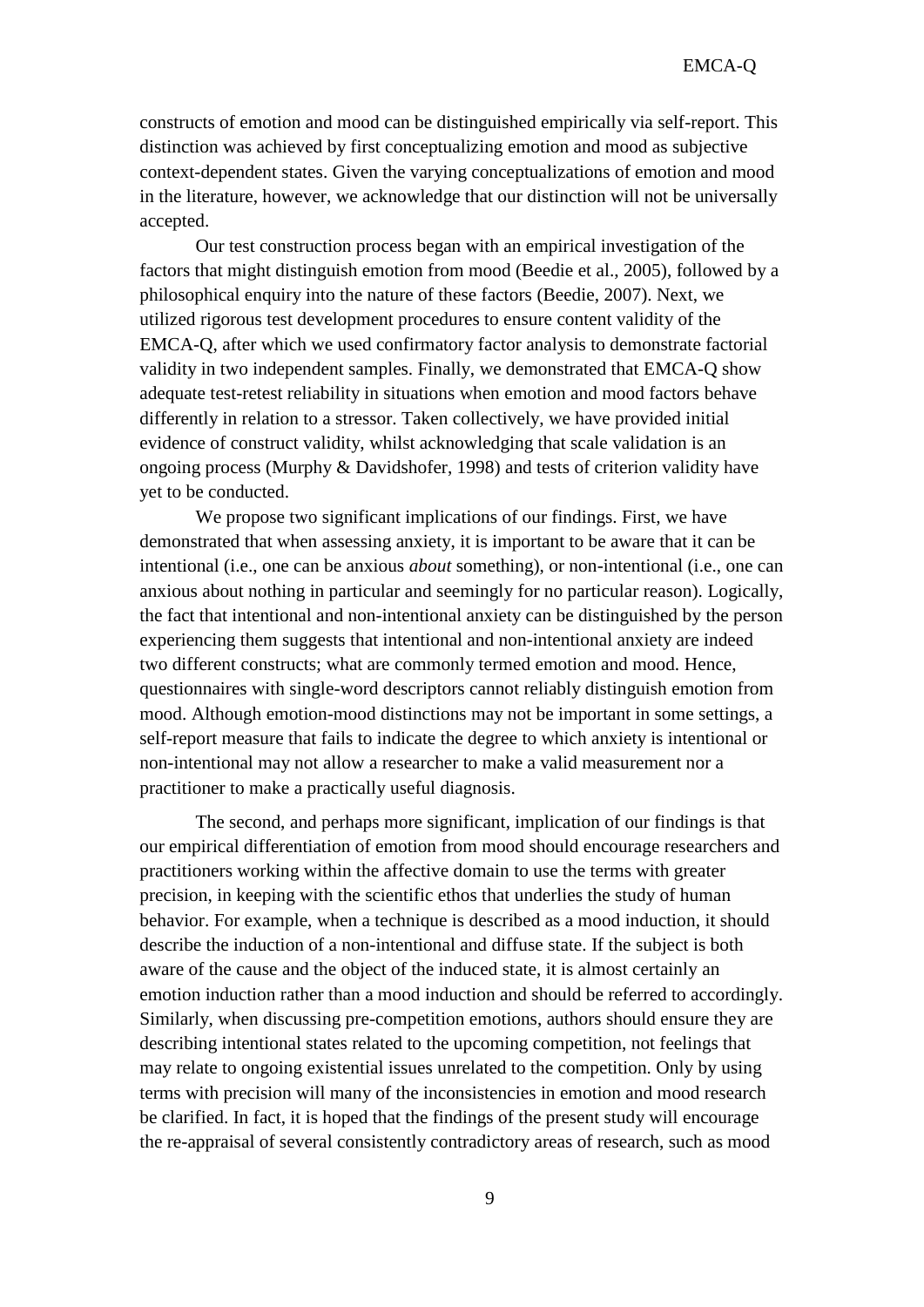constructs of emotion and mood can be distinguished empirically via self-report. This distinction was achieved by first conceptualizing emotion and mood as subjective context-dependent states. Given the varying conceptualizations of emotion and mood in the literature, however, we acknowledge that our distinction will not be universally accepted.

Our test construction process began with an empirical investigation of the factors that might distinguish emotion from mood (Beedie et al., 2005), followed by a philosophical enquiry into the nature of these factors (Beedie, 2007). Next, we utilized rigorous test development procedures to ensure content validity of the EMCA-Q, after which we used confirmatory factor analysis to demonstrate factorial validity in two independent samples. Finally, we demonstrated that EMCA-Q show adequate test-retest reliability in situations when emotion and mood factors behave differently in relation to a stressor. Taken collectively, we have provided initial evidence of construct validity, whilst acknowledging that scale validation is an ongoing process (Murphy & Davidshofer, 1998) and tests of criterion validity have yet to be conducted.

We propose two significant implications of our findings. First, we have demonstrated that when assessing anxiety, it is important to be aware that it can be intentional (i.e., one can be anxious *about* something), or non-intentional (i.e., one can anxious about nothing in particular and seemingly for no particular reason). Logically, the fact that intentional and non-intentional anxiety can be distinguished by the person experiencing them suggests that intentional and non-intentional anxiety are indeed two different constructs; what are commonly termed emotion and mood. Hence, questionnaires with single-word descriptors cannot reliably distinguish emotion from mood. Although emotion-mood distinctions may not be important in some settings, a self-report measure that fails to indicate the degree to which anxiety is intentional or non-intentional may not allow a researcher to make a valid measurement nor a practitioner to make a practically useful diagnosis.

The second, and perhaps more significant, implication of our findings is that our empirical differentiation of emotion from mood should encourage researchers and practitioners working within the affective domain to use the terms with greater precision, in keeping with the scientific ethos that underlies the study of human behavior. For example, when a technique is described as a mood induction, it should describe the induction of a non-intentional and diffuse state. If the subject is both aware of the cause and the object of the induced state, it is almost certainly an emotion induction rather than a mood induction and should be referred to accordingly. Similarly, when discussing pre-competition emotions, authors should ensure they are describing intentional states related to the upcoming competition, not feelings that may relate to ongoing existential issues unrelated to the competition. Only by using terms with precision will many of the inconsistencies in emotion and mood research be clarified. In fact, it is hoped that the findings of the present study will encourage the re-appraisal of several consistently contradictory areas of research, such as mood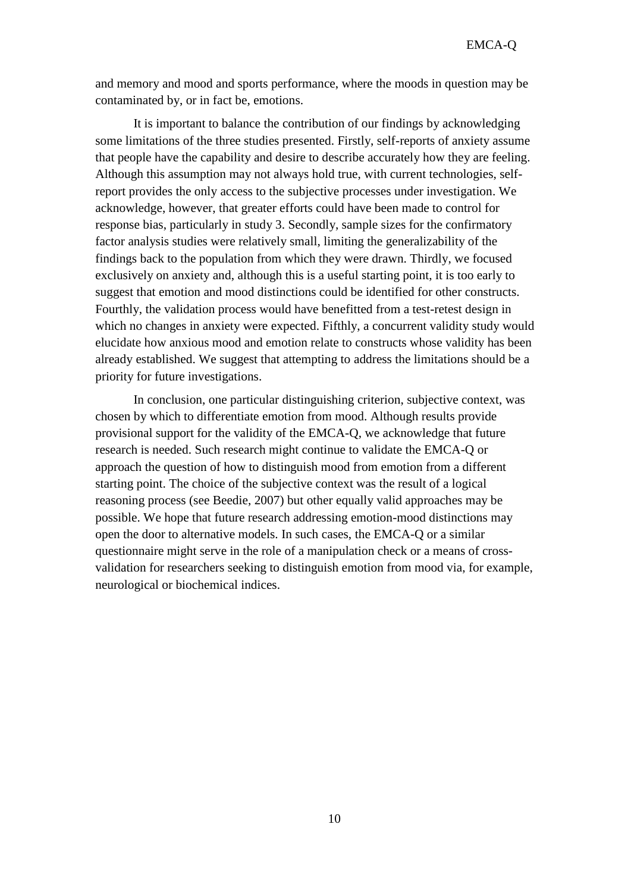and memory and mood and sports performance, where the moods in question may be contaminated by, or in fact be, emotions.

It is important to balance the contribution of our findings by acknowledging some limitations of the three studies presented. Firstly, self-reports of anxiety assume that people have the capability and desire to describe accurately how they are feeling. Although this assumption may not always hold true, with current technologies, self-report provides the only access to the subjective processes under investigation. We acknowledge, however, that greater efforts could have been made to control for response bias, particularly in study 3. Secondly, sample sizes for the confirmatory factor analysis studies were relatively small, limiting the generalizability of the findings back to the population from which they were drawn. Thirdly, we focused exclusively on anxiety and, although this is a useful starting point, it is too early to suggest that emotion and mood distinctions could be identified for other constructs. Fourthly, the validation process would have benefitted from a test-retest design in which no changes in anxiety were expected. Fifthly, a concurrent validity study would elucidate how anxious mood and emotion relate to constructs whose validity has been already established. We suggest that attempting to address the limitations should be a priority for future investigations.

In conclusion, one particular distinguishing criterion, subjective context, was chosen by which to differentiate emotion from mood. Although results provide provisional support for the validity of the EMCA-Q, we acknowledge that future research is needed. Such research might continue to validate the EMCA-Q or approach the question of how to distinguish mood from emotion from a different starting point. The choice of the subjective context was the result of a logical reasoning process (see Beedie, 2007) but other equally valid approaches may be possible. We hope that future research addressing emotion-mood distinctions may open the door to alternative models. In such cases, the EMCA-Q or a similar questionnaire might serve in the role of a manipulation check or a means of cross-validation for researchers seeking to distinguish emotion from mood via, for example, neurological or biochemical indices.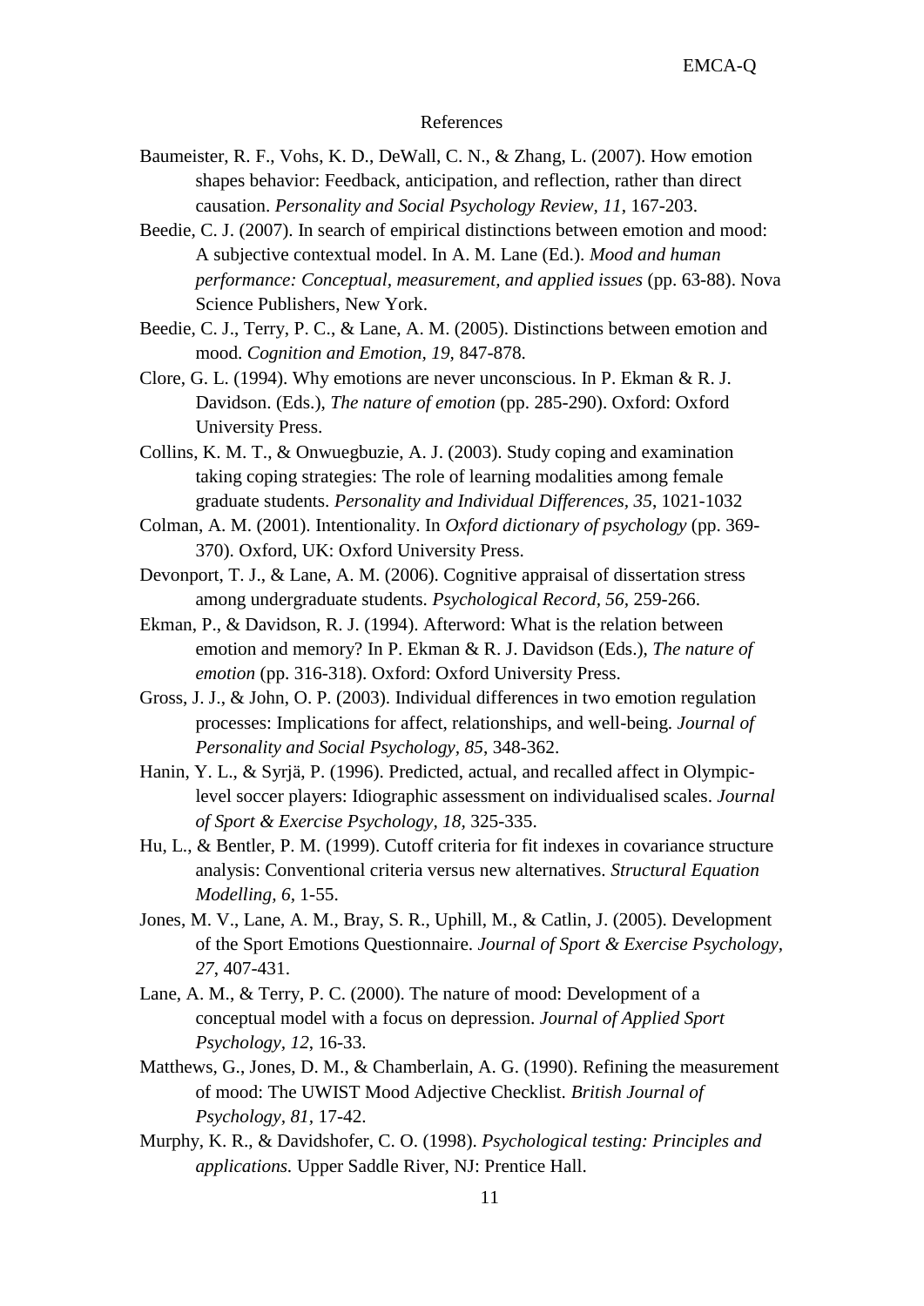# References

Baumeister, R. F., Vohs, K. D., DeWall, C. N., & Zhang, L. (2007). How emotion shapes behavior: Feedback, anticipation, and reflection, rather than direct causation. *Personality and Social Psychology Review*, *11*, 167-203.

Beedie, C. J. (2007). In search of empirical distinctions between emotion and mood: A subjective contextual model. In A. M. Lane (Ed.). *Mood and human performance: Conceptual, measurement, and applied issues* (pp. 63-88). Nova Science Publishers, New York.

Beedie, C. J., Terry, P. C., & Lane, A. M. (2005). Distinctions between emotion and mood. *Cognition and Emotion, 19,* 847-878.

Clore, G. L. (1994). Why emotions are never unconscious. In P. Ekman & R. J. Davidson. (Eds.), *The nature of emotion* (pp. 285-290). Oxford: Oxford University Press.

Collins, K. M. T., & Onwuegbuzie, A. J. (2003). Study coping and examination taking coping strategies: The role of learning modalities among female graduate students. *Personality and Individual Differences*, *35*, 1021-1032

Colman, A. M. (2001). Intentionality. In *Oxford dictionary of psychology* (pp. 369-370). Oxford, UK: Oxford University Press.

Devonport, T. J., & Lane, A. M. (2006). Cognitive appraisal of dissertation stress among undergraduate students. *Psychological Record, 56,* 259-266.

Ekman, P., & Davidson, R. J. (1994). Afterword: What is the relation between emotion and memory? In P. Ekman & R. J. Davidson (Eds.), *The nature of emotion* (pp. 316-318). Oxford: Oxford University Press.

Gross, J. J., & John, O. P. (2003). Individual differences in two emotion regulation processes: Implications for affect, relationships, and well-being. *Journal of Personality and Social Psychology, 85*, 348-362.

Hanin, Y. L., & Syrjä, P. (1996). Predicted, actual, and recalled affect in Olympic-level soccer players: Idiographic assessment on individualised scales. *Journal of Sport & Exercise Psychology, 18,* 325-335.

Hu, L., & Bentler, P. M. (1999). Cutoff criteria for fit indexes in covariance structure analysis: Conventional criteria versus new alternatives. *Structural Equation Modelling, 6,* 1-55.

Jones, M. V., Lane, A. M., Bray, S. R., Uphill, M., & Catlin, J. (2005). Development of the Sport Emotions Questionnaire. *Journal of Sport & Exercise Psychology, 27,* 407-431.

Lane, A. M., & Terry, P. C. (2000). The nature of mood: Development of a conceptual model with a focus on depression. *Journal of Applied Sport Psychology, 12*, 16-33.

Matthews, G., Jones, D. M., & Chamberlain, A. G. (1990). Refining the measurement of mood: The UWIST Mood Adjective Checklist. *British Journal of Psychology, 81*, 17-42.

Murphy, K. R., & Davidshofer, C. O. (1998). *Psychological testing: Principles and applications.* Upper Saddle River, NJ: Prentice Hall.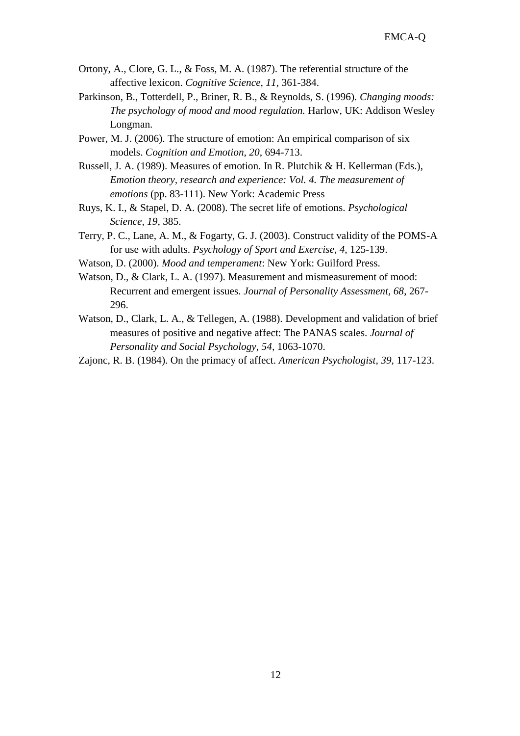Ortony, A., Clore, G. L., & Foss, M. A. (1987). The referential structure of the affective lexicon. *Cognitive Science, 11,* 361-384.

Parkinson, B., Totterdell, P., Briner, R. B., & Reynolds, S. (1996). *Changing moods: The psychology of mood and mood regulation.* Harlow, UK: Addison Wesley Longman.

Power, M. J. (2006). The structure of emotion: An empirical comparison of six models. *Cognition and Emotion, 20,* 694-713.

Russell, J. A. (1989). Measures of emotion. In R. Plutchik & H. Kellerman (Eds.), *Emotion theory, research and experience: Vol. 4. The measurement of emotions* (pp. 83-111). New York: Academic Press

Ruys, K. I., & Stapel, D. A. (2008). The secret life of emotions. *Psychological Science, 19,* 385.

Terry, P. C., Lane, A. M., & Fogarty, G. J. (2003). Construct validity of the POMS-A for use with adults. *Psychology of Sport and Exercise, 4,* 125-139.

Watson, D. (2000). *Mood and temperament*: New York: Guilford Press.

Watson, D., & Clark, L. A. (1997). Measurement and mismeasurement of mood: Recurrent and emergent issues. *Journal of Personality Assessment, 68,* 267-296.

Watson, D., Clark, L. A., & Tellegen, A. (1988). Development and validation of brief measures of positive and negative affect: The PANAS scales. *Journal of Personality and Social Psychology, 54,* 1063-1070.

Zajonc, R. B. (1984). On the primacy of affect. *American Psychologist, 39,* 117-123.